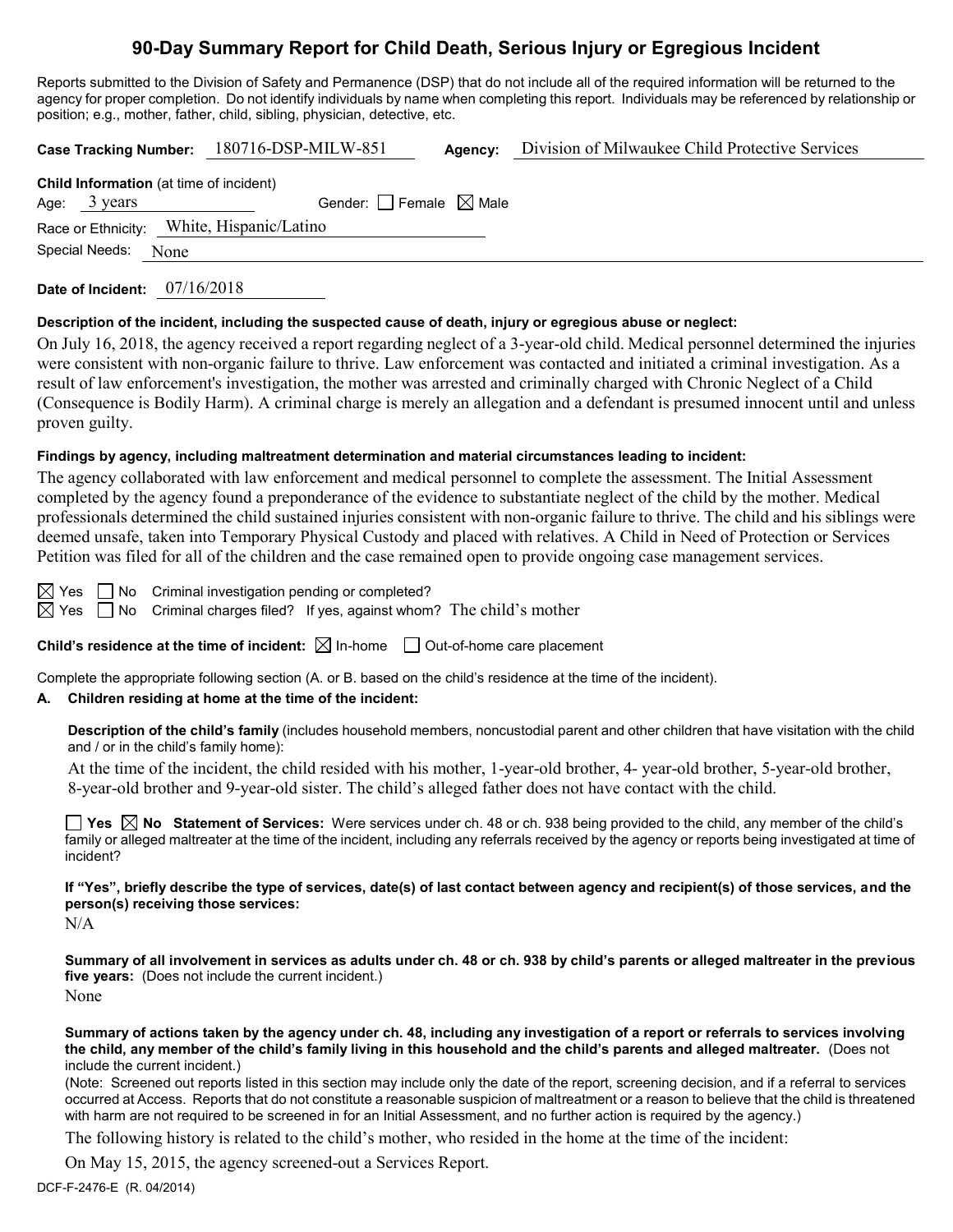# 90-Day Summary Report for Child Death, Serious Injury or Egregious Incident

Reports submitted to the Division of Safety and Permanence (DSP) that do not include all of the required information will be returned to the agency for proper completion. Do not identify individuals by name when completing this report. Individuals may be referenced by relationship or position; e.g., mother, father, child, sibling, physician, detective, etc.

**Case Tracking Number:** 180716-DSP-MILW-851 **Agency:** Division of Milwaukee Child Protective Services

**Child Information** (at time of incident)

Age: 3 years Gender: ☐ Female ☒ Male

Race or Ethnicity: White, Hispanic/Latino

Special Needs: None

**Date of Incident:** 07/16/2018

**Description of the incident, including the suspected cause of death, injury or egregious abuse or neglect:**

On July 16, 2018, the agency received a report regarding neglect of a 3-year-old child. Medical personnel determined the injuries were consistent with non-organic failure to thrive. Law enforcement was contacted and initiated a criminal investigation. As a result of law enforcement's investigation, the mother was arrested and criminally charged with Chronic Neglect of a Child (Consequence is Bodily Harm). A criminal charge is merely an allegation and a defendant is presumed innocent until and unless proven guilty.

**Findings by agency, including maltreatment determination and material circumstances leading to incident:**

The agency collaborated with law enforcement and medical personnel to complete the assessment. The Initial Assessment completed by the agency found a preponderance of the evidence to substantiate neglect of the child by the mother. Medical professionals determined the child sustained injuries consistent with non-organic failure to thrive. The child and his siblings were deemed unsafe, taken into Temporary Physical Custody and placed with relatives. A Child in Need of Protection or Services Petition was filed for all of the children and the case remained open to provide ongoing case management services.

☒ Yes ☐ No Criminal investigation pending or completed?

☒ Yes ☐ No Criminal charges filed? If yes, against whom? The child's mother

**Child's residence at the time of incident:** ☒ In-home ☐ Out-of-home care placement

Complete the appropriate following section (A. or B. based on the child's residence at the time of the incident).

**A. Children residing at home at the time of the incident:**

**Description of the child's family** (includes household members, noncustodial parent and other children that have visitation with the child and / or in the child's family home):

At the time of the incident, the child resided with his mother, 1-year-old brother, 4- year-old brother, 5-year-old brother, 8-year-old brother and 9-year-old sister. The child's alleged father does not have contact with the child.

☐ **Yes** ☒ **No Statement of Services:** Were services under ch. 48 or ch. 938 being provided to the child, any member of the child's family or alleged maltreater at the time of the incident, including any referrals received by the agency or reports being investigated at time of incident?

**If "Yes", briefly describe the type of services, date(s) of last contact between agency and recipient(s) of those services, and the person(s) receiving those services:**

N/A

**Summary of all involvement in services as adults under ch. 48 or ch. 938 by child's parents or alleged maltreater in the previous five years:** (Does not include the current incident.)

None

**Summary of actions taken by the agency under ch. 48, including any investigation of a report or referrals to services involving the child, any member of the child's family living in this household and the child's parents and alleged maltreater.** (Does not include the current incident.)

(Note: Screened out reports listed in this section may include only the date of the report, screening decision, and if a referral to services occurred at Access. Reports that do not constitute a reasonable suspicion of maltreatment or a reason to believe that the child is threatened with harm are not required to be screened in for an Initial Assessment, and no further action is required by the agency.)

The following history is related to the child's mother, who resided in the home at the time of the incident:

On May 15, 2015, the agency screened-out a Services Report.

DCF-F-2476-E (R. 04/2014)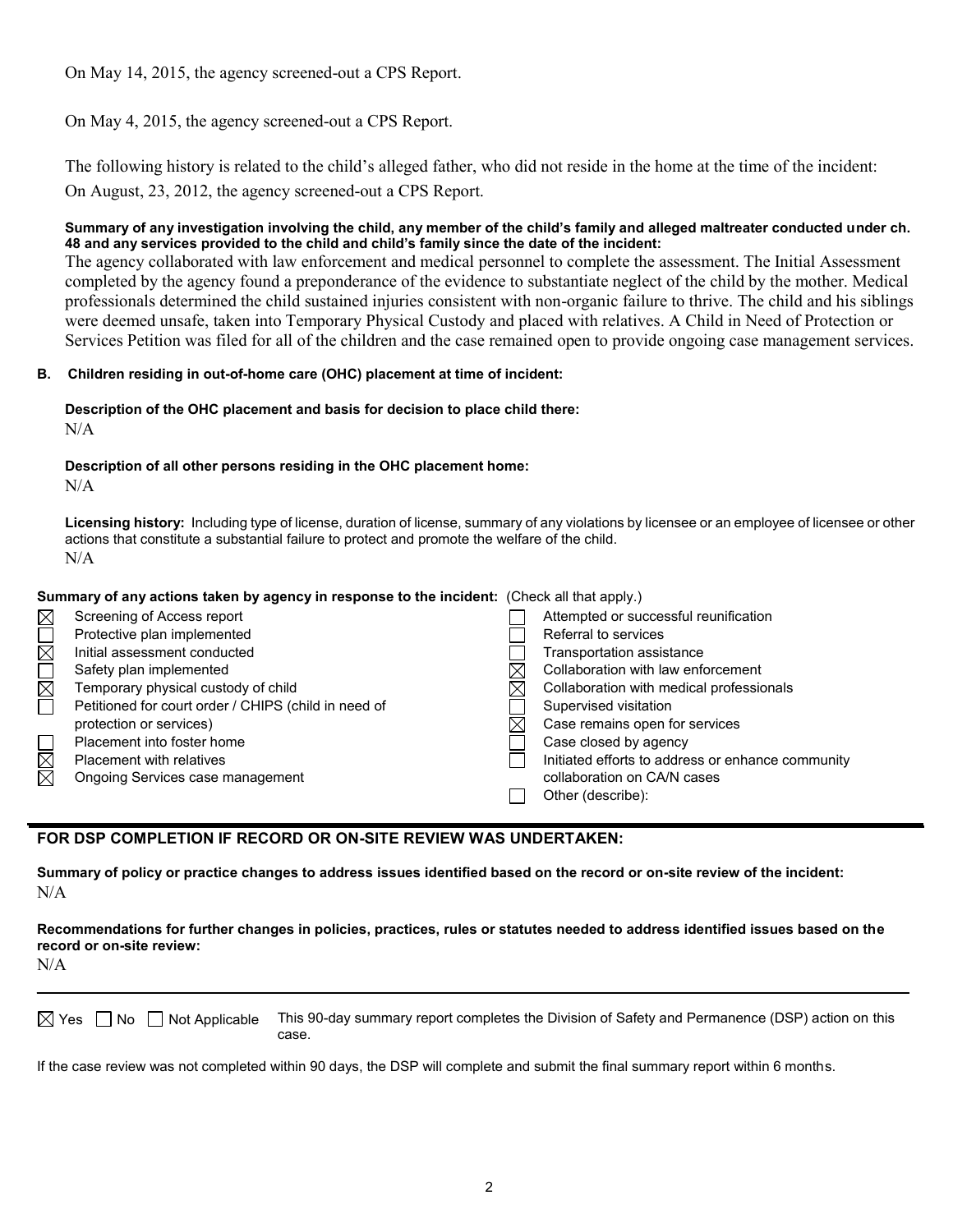On May 14, 2015, the agency screened-out a CPS Report.

On May 4, 2015, the agency screened-out a CPS Report.

The following history is related to the child's alleged father, who did not reside in the home at the time of the incident:
On August, 23, 2012, the agency screened-out a CPS Report.

**Summary of any investigation involving the child, any member of the child's family and alleged maltreater conducted under ch. 48 and any services provided to the child and child's family since the date of the incident:**

The agency collaborated with law enforcement and medical personnel to complete the assessment. The Initial Assessment completed by the agency found a preponderance of the evidence to substantiate neglect of the child by the mother. Medical professionals determined the child sustained injuries consistent with non-organic failure to thrive. The child and his siblings were deemed unsafe, taken into Temporary Physical Custody and placed with relatives. A Child in Need of Protection or Services Petition was filed for all of the children and the case remained open to provide ongoing case management services.

**B. Children residing in out-of-home care (OHC) placement at time of incident:**

**Description of the OHC placement and basis for decision to place child there:**
N/A

**Description of all other persons residing in the OHC placement home:**
N/A

**Licensing history:** Including type of license, duration of license, summary of any violations by licensee or an employee of licensee or other actions that constitute a substantial failure to protect and promote the welfare of the child.
N/A

**Summary of any actions taken by agency in response to the incident:** (Check all that apply.)

- ☒ Screening of Access report
- ☐ Protective plan implemented
- ☒ Initial assessment conducted
- ☐ Safety plan implemented
- ☒ Temporary physical custody of child
- ☐ Petitioned for court order / CHIPS (child in need of protection or services)
- ☐ Placement into foster home
- ☒ Placement with relatives
- ☒ Ongoing Services case management
- ☐ Attempted or successful reunification
- ☐ Referral to services
- ☐ Transportation assistance
- ☒ Collaboration with law enforcement
- ☒ Collaboration with medical professionals
- ☐ Supervised visitation
- ☒ Case remains open for services
- ☐ Case closed by agency
- ☐ Initiated efforts to address or enhance community collaboration on CA/N cases
- ☐ Other (describe):

## FOR DSP COMPLETION IF RECORD OR ON-SITE REVIEW WAS UNDERTAKEN:

**Summary of policy or practice changes to address issues identified based on the record or on-site review of the incident:**
N/A

**Recommendations for further changes in policies, practices, rules or statutes needed to address identified issues based on the record or on-site review:**
N/A

☒ Yes ☐ No ☐ Not Applicable This 90-day summary report completes the Division of Safety and Permanence (DSP) action on this case.

If the case review was not completed within 90 days, the DSP will complete and submit the final summary report within 6 months.